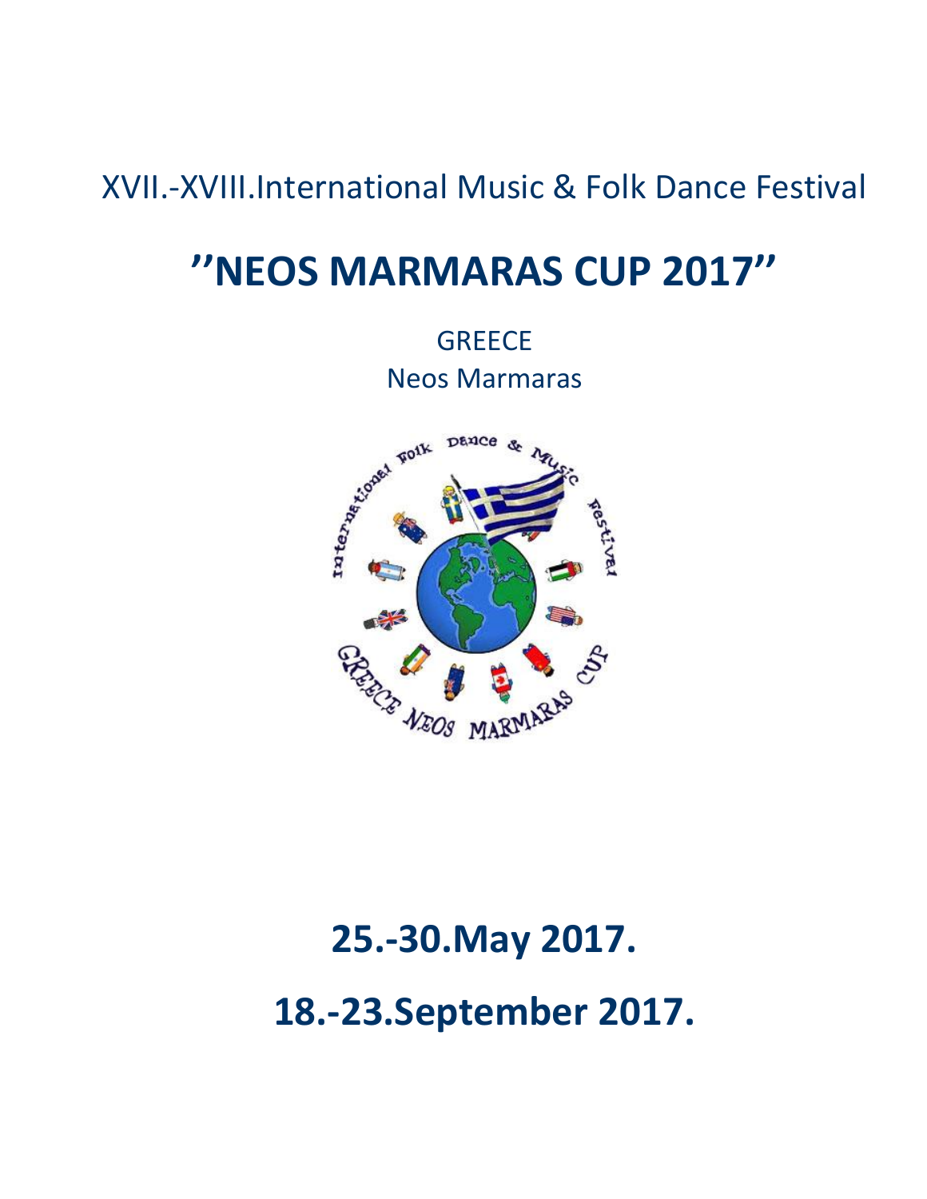XVII.-XVIII.International Music & Folk Dance Festival

# ''NEOS MARMARAS CUP 2017''

GREECE
Neos Marmaras

# 25.-30.May 2017.

# 18.-23.September 2017.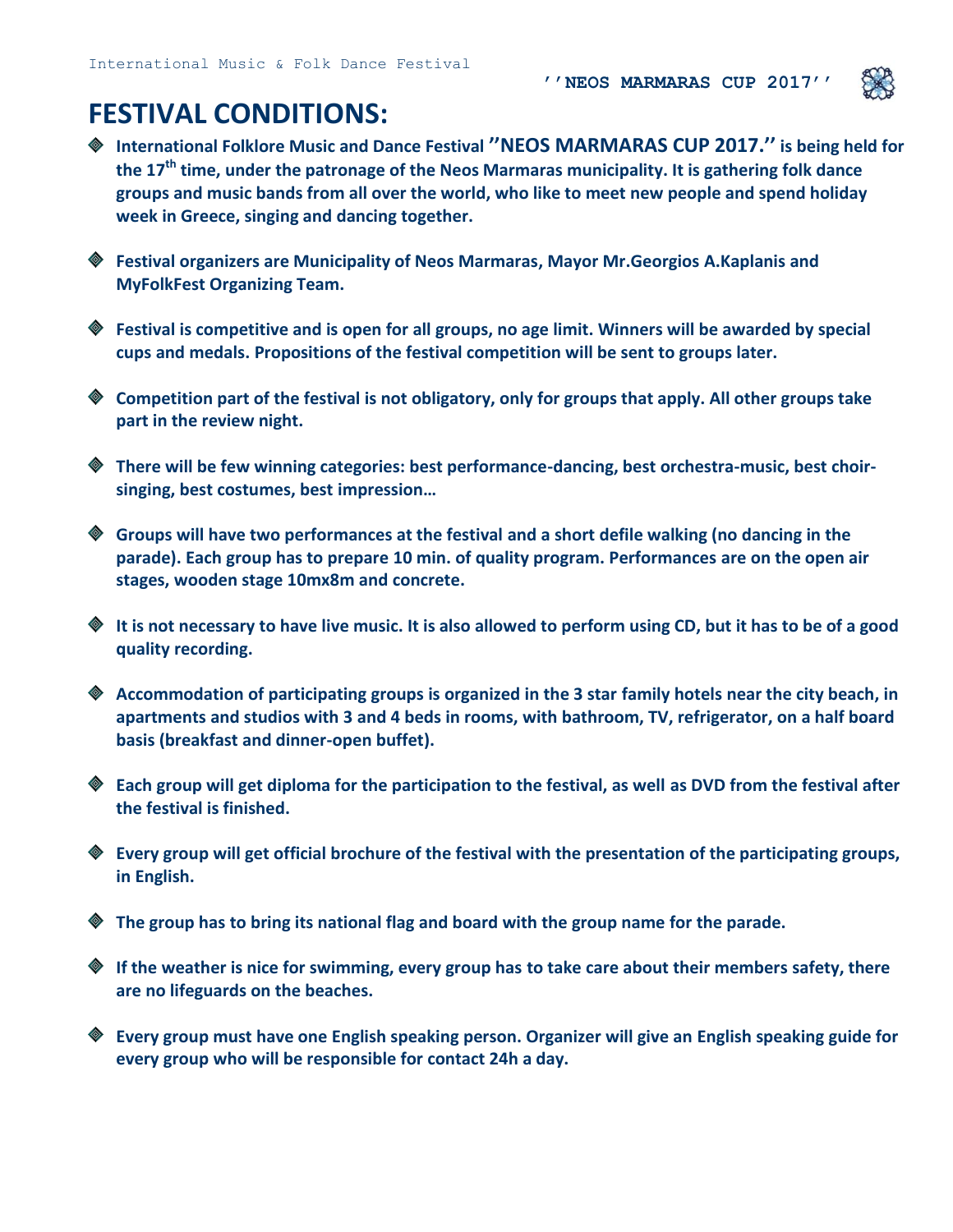# FESTIVAL CONDITIONS:

- **International Folklore Music and Dance Festival ''NEOS MARMARAS CUP 2017.'' is being held for the 17th time, under the patronage of the Neos Marmaras municipality. It is gathering folk dance groups and music bands from all over the world, who like to meet new people and spend holiday week in Greece, singing and dancing together.**

- **Festival organizers are Municipality of Neos Marmaras, Mayor Mr.Georgios A.Kaplanis and MyFolkFest Organizing Team.**

- **Festival is competitive and is open for all groups, no age limit. Winners will be awarded by special cups and medals. Propositions of the festival competition will be sent to groups later.**

- **Competition part of the festival is not obligatory, only for groups that apply. All other groups take part in the review night.**

- **There will be few winning categories: best performance-dancing, best orchestra-music, best choir-singing, best costumes, best impression…**

- **Groups will have two performances at the festival and a short defile walking (no dancing in the parade). Each group has to prepare 10 min. of quality program. Performances are on the open air stages, wooden stage 10mx8m and concrete.**

- **It is not necessary to have live music. It is also allowed to perform using CD, but it has to be of a good quality recording.**

- **Accommodation of participating groups is organized in the 3 star family hotels near the city beach, in apartments and studios with 3 and 4 beds in rooms, with bathroom, TV, refrigerator, on a half board basis (breakfast and dinner-open buffet).**

- **Each group will get diploma for the participation to the festival, as well as DVD from the festival after the festival is finished.**

- **Every group will get official brochure of the festival with the presentation of the participating groups, in English.**

- **The group has to bring its national flag and board with the group name for the parade.**

- **If the weather is nice for swimming, every group has to take care about their members safety, there are no lifeguards on the beaches.**

- **Every group must have one English speaking person. Organizer will give an English speaking guide for every group who will be responsible for contact 24h a day.**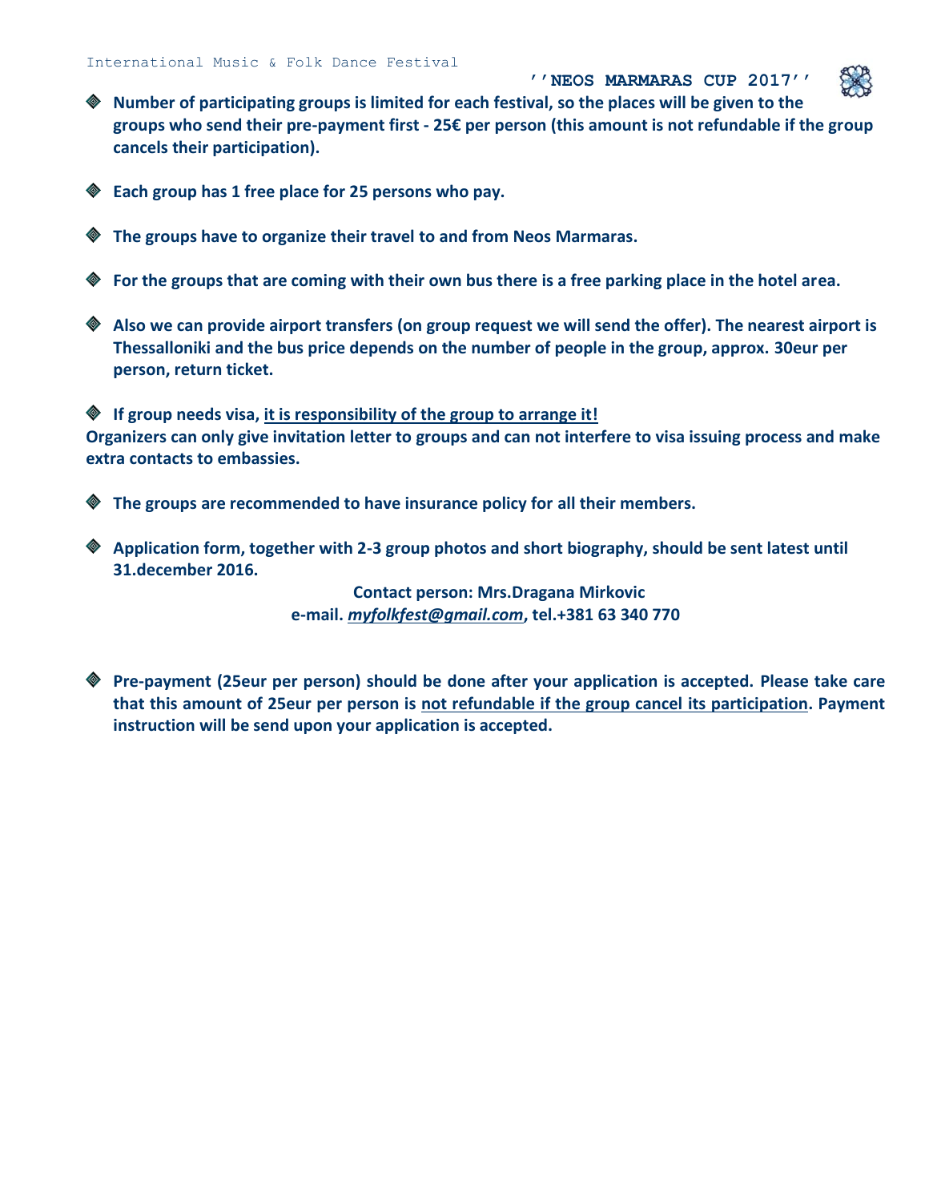- **Number of participating groups is limited for each festival, so the places will be given to the groups who send their pre-payment first - 25€ per person (this amount is not refundable if the group cancels their participation).**

- **Each group has 1 free place for 25 persons who pay.**

- **The groups have to organize their travel to and from Neos Marmaras.**

- **For the groups that are coming with their own bus there is a free parking place in the hotel area.**

- **Also we can provide airport transfers (on group request we will send the offer). The nearest airport is Thessalloniki and the bus price depends on the number of people in the group, approx. 30eur per person, return ticket.**

- **If group needs visa, it is responsibility of the group to arrange it!**

**Organizers can only give invitation letter to groups and can not interfere to visa issuing process and make extra contacts to embassies.**

- **The groups are recommended to have insurance policy for all their members.**

- **Application form, together with 2-3 group photos and short biography, should be sent latest until 31.december 2016.**

**Contact person: Mrs.Dragana Mirkovic**
**e-mail. *myfolkfest@gmail.com*, tel.+381 63 340 770**

- **Pre-payment (25eur per person) should be done after your application is accepted. Please take care that this amount of 25eur per person is not refundable if the group cancel its participation. Payment instruction will be send upon your application is accepted.**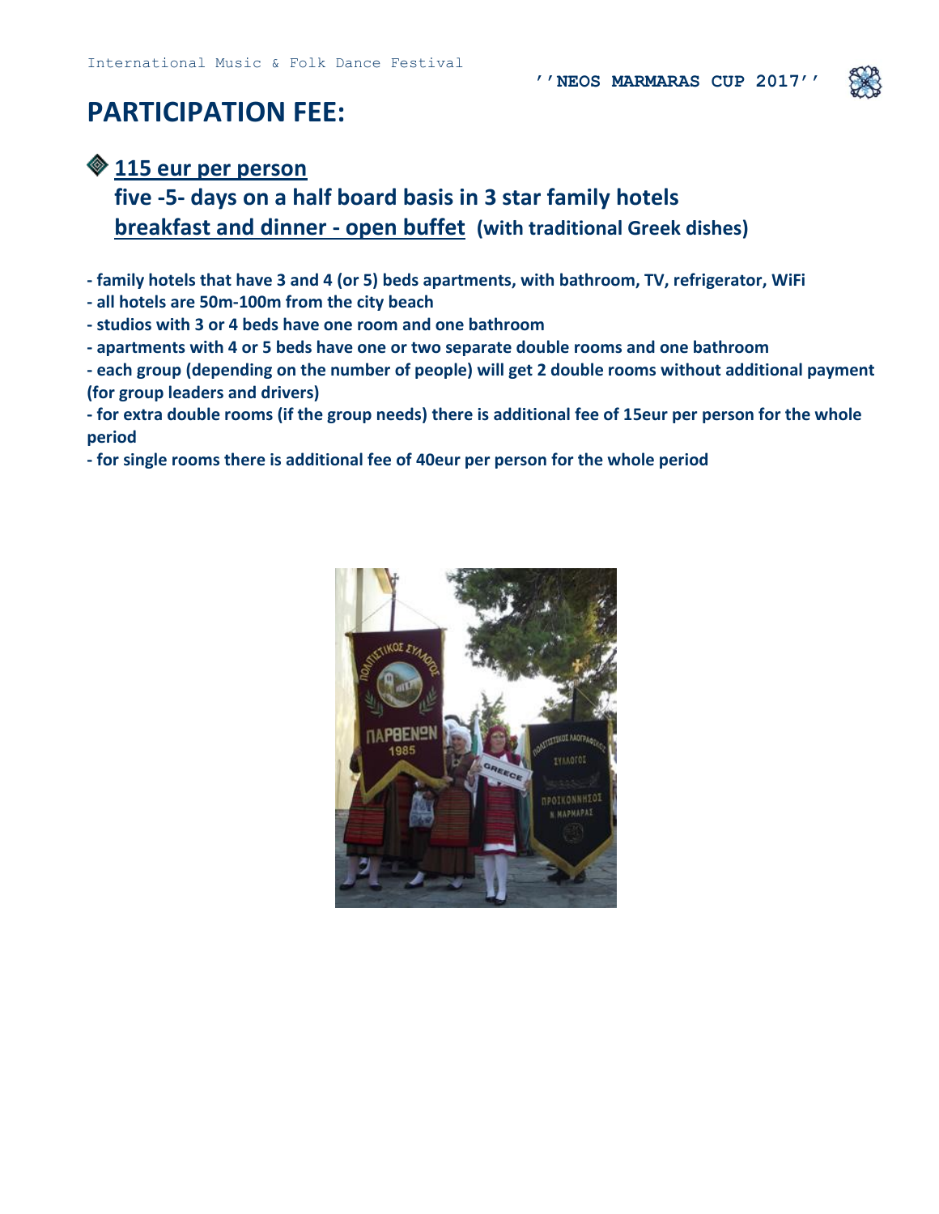# PARTICIPATION FEE:

**115 eur per person**

**five -5- days on a half board basis in 3 star family hotels**

**breakfast and dinner - open buffet (with traditional Greek dishes)**

**- family hotels that have 3 and 4 (or 5) beds apartments, with bathroom, TV, refrigerator, WiFi**

**- all hotels are 50m-100m from the city beach**

**- studios with 3 or 4 beds have one room and one bathroom**

**- apartments with 4 or 5 beds have one or two separate double rooms and one bathroom**

**- each group (depending on the number of people) will get 2 double rooms without additional payment (for group leaders and drivers)**

**- for extra double rooms (if the group needs) there is additional fee of 15eur per person for the whole period**

**- for single rooms there is additional fee of 40eur per person for the whole period**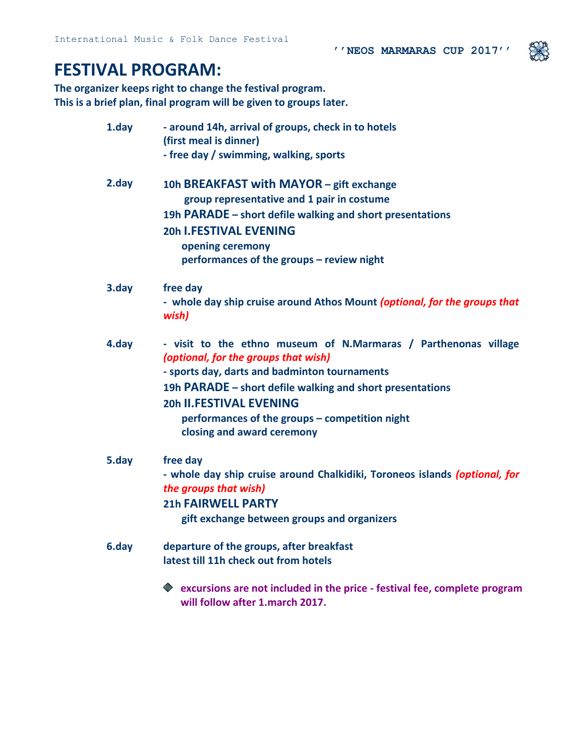# FESTIVAL PROGRAM:

**The organizer keeps right to change the festival program.**
**This is a brief plan, final program will be given to groups later.**

**1.day**

- **around 14h, arrival of groups, check in to hotels (first meal is dinner)**
- **free day / swimming, walking, sports**

**2.day**

**10h BREAKFAST with MAYOR – gift exchange**
**group representative and 1 pair in costume**
**19h PARADE – short defile walking and short presentations**
**20h I.FESTIVAL EVENING**
**opening ceremony**
**performances of the groups – review night**

**3.day**

**free day**
- **whole day ship cruise around Athos Mount** ***(optional, for the groups that wish)***

**4.day**

- **visit to the ethno museum of N.Marmaras / Parthenonas village** ***(optional, for the groups that wish)***
- **sports day, darts and badminton tournaments**

**19h PARADE – short defile walking and short presentations**
**20h II.FESTIVAL EVENING**
**performances of the groups – competition night**
**closing and award ceremony**

**5.day**

**free day**
- **whole day ship cruise around Chalkidiki, Toroneos islands** ***(optional, for the groups that wish)***

**21h FAIRWELL PARTY**
**gift exchange between groups and organizers**

**6.day**

**departure of the groups, after breakfast**
**latest till 11h check out from hotels**

- **excursions are not included in the price - festival fee, complete program will follow after 1.march 2017.**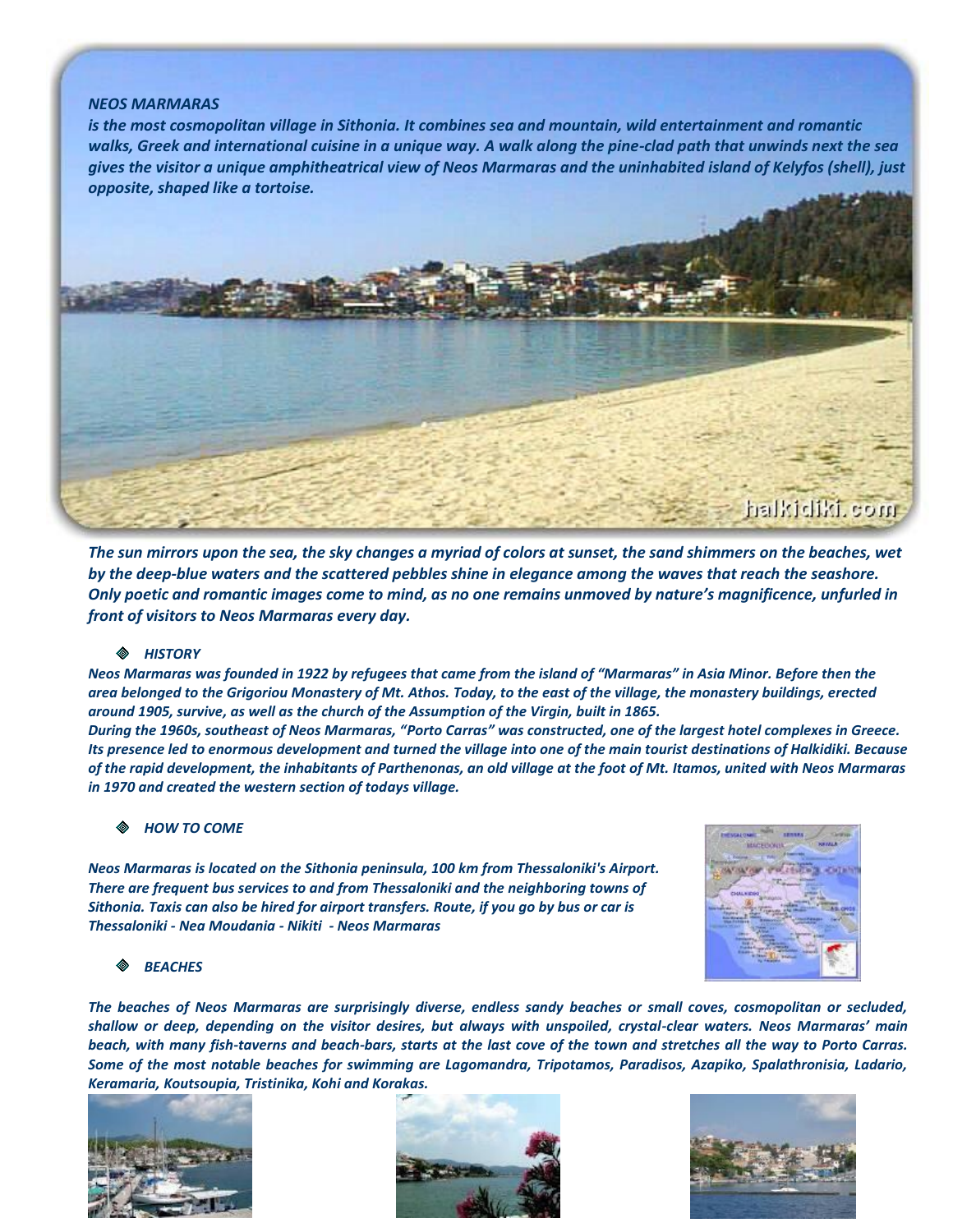***NEOS MARMARAS***

***is the most cosmopolitan village in Sithonia. It combines sea and mountain, wild entertainment and romantic walks, Greek and international cuisine in a unique way. A walk along the pine-clad path that unwinds next the sea gives the visitor a unique amphitheatrical view of Neos Marmaras and the uninhabited island of Kelyfos (shell), just opposite, shaped like a tortoise.***

***The sun mirrors upon the sea, the sky changes a myriad of colors at sunset, the sand shimmers on the beaches, wet by the deep-blue waters and the scattered pebbles shine in elegance among the waves that reach the seashore. Only poetic and romantic images come to mind, as no one remains unmoved by nature's magnificence, unfurled in front of visitors to Neos Marmaras every day.***

### *HISTORY*

***Neos Marmaras was founded in 1922 by refugees that came from the island of "Marmaras" in Asia Minor. Before then the area belonged to the Grigoriou Monastery of Mt. Athos. Today, to the east of the village, the monastery buildings, erected around 1905, survive, as well as the church of the Assumption of the Virgin, built in 1865.***

***During the 1960s, southeast of Neos Marmaras, "Porto Carras" was constructed, one of the largest hotel complexes in Greece. Its presence led to enormous development and turned the village into one of the main tourist destinations of Halkidiki. Because of the rapid development, the inhabitants of Parthenonas, an old village at the foot of Mt. Itamos, united with Neos Marmaras in 1970 and created the western section of todays village.***

### *HOW TO COME*

***Neos Marmaras is located on the Sithonia peninsula, 100 km from Thessaloniki's Airport. There are frequent bus services to and from Thessaloniki and the neighboring towns of Sithonia. Taxis can also be hired for airport transfers. Route, if you go by bus or car is Thessaloniki - Nea Moudania - Nikiti - Neos Marmaras***

### *BEACHES*

***The beaches of Neos Marmaras are surprisingly diverse, endless sandy beaches or small coves, cosmopolitan or secluded, shallow or deep, depending on the visitor desires, but always with unspoiled, crystal-clear waters. Neos Marmaras' main beach, with many fish-taverns and beach-bars, starts at the last cove of the town and stretches all the way to Porto Carras. Some of the most notable beaches for swimming are Lagomandra, Tripotamos, Paradisos, Azapiko, Spalathronisia, Ladario, Keramaria, Koutsoupia, Tristinika, Kohi and Korakas.***